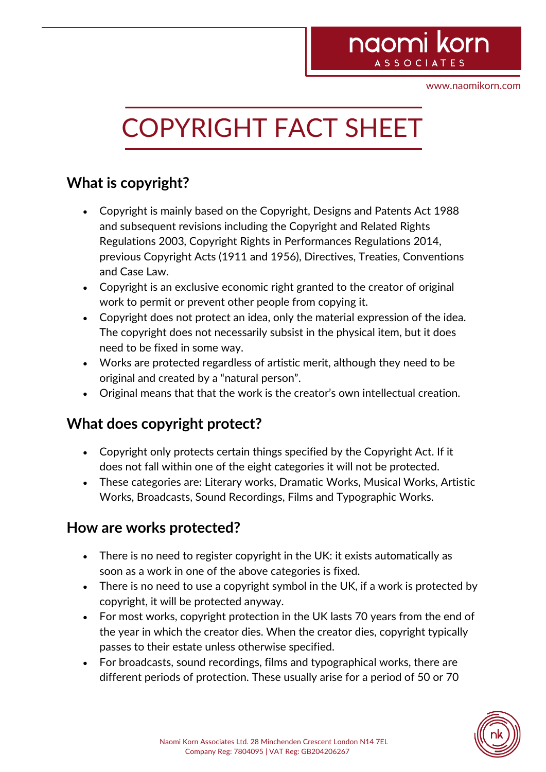# COPYRIGHT FACT SHEET

## What is copyright?

- Copyright is mainly based on the Copyright, Designs and Patents Act 1988 and subsequent revisions including the Copyright and Related Rights Regulations 2003, Copyright Rights in Performances Regulations 2014, previous Copyright Acts (1911 and 1956), Directives, Treaties, Conventions and Case Law.
- Copyright is an exclusive economic right granted to the creator of original work to permit or prevent other people from copying it.
- Copyright does not protect an idea, only the material expression of the idea. The copyright does not necessarily subsist in the physical item, but it does need to be fixed in some way.
- Works are protected regardless of artistic merit, although they need to be original and created by a "natural person".
- Original means that that the work is the creator's own intellectual creation.

## What does copyright protect?

- Copyright only protects certain things specified by the Copyright Act. If it does not fall within one of the eight categories it will not be protected.
- These categories are: Literary works, Dramatic Works, Musical Works, Artistic Works, Broadcasts, Sound Recordings, Films and Typographic Works.

## How are works protected?

- There is no need to register copyright in the UK: it exists automatically as soon as a work in one of the above categories is fixed.
- There is no need to use a copyright symbol in the UK, if a work is protected by copyright, it will be protected anyway.
- For most works, copyright protection in the UK lasts 70 years from the end of the year in which the creator dies. When the creator dies, copyright typically passes to their estate unless otherwise specified.
- For broadcasts, sound recordings, films and typographical works, there are different periods of protection. These usually arise for a period of 50 or 70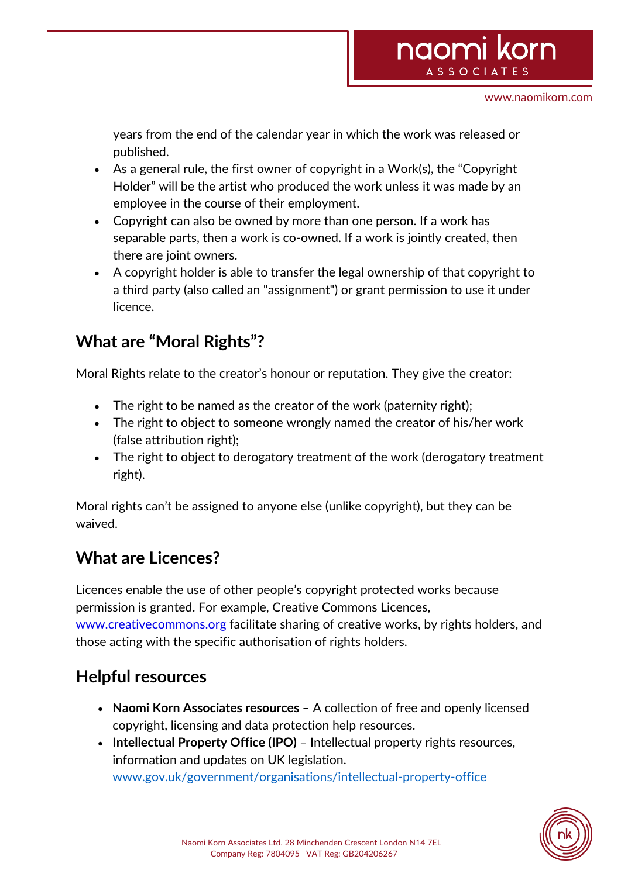years from the end of the calendar year in which the work was released or published.

- As a general rule, the first owner of copyright in a Work(s), the “Copyright Holder” will be the artist who produced the work unless it was made by an employee in the course of their employment.
- Copyright can also be owned by more than one person. If a work has separable parts, then a work is co-owned. If a work is jointly created, then there are joint owners.
- A copyright holder is able to transfer the legal ownership of that copyright to a third party (also called an "assignment") or grant permission to use it under licence.

## What are “Moral Rights”?

Moral Rights relate to the creator’s honour or reputation. They give the creator:

- The right to be named as the creator of the work (paternity right);
- The right to object to someone wrongly named the creator of his/her work (false attribution right);
- The right to object to derogatory treatment of the work (derogatory treatment right).

Moral rights can’t be assigned to anyone else (unlike copyright), but they can be waived.

## What are Licences?

Licences enable the use of other people’s copyright protected works because permission is granted. For example, Creative Commons Licences, www.creativecommons.org facilitate sharing of creative works, by rights holders, and those acting with the specific authorisation of rights holders.

## Helpful resources

- **Naomi Korn Associates resources** – A collection of free and openly licensed copyright, licensing and data protection help resources.
- **Intellectual Property Office (IPO)** – Intellectual property rights resources, information and updates on UK legislation. www.gov.uk/government/organisations/intellectual-property-office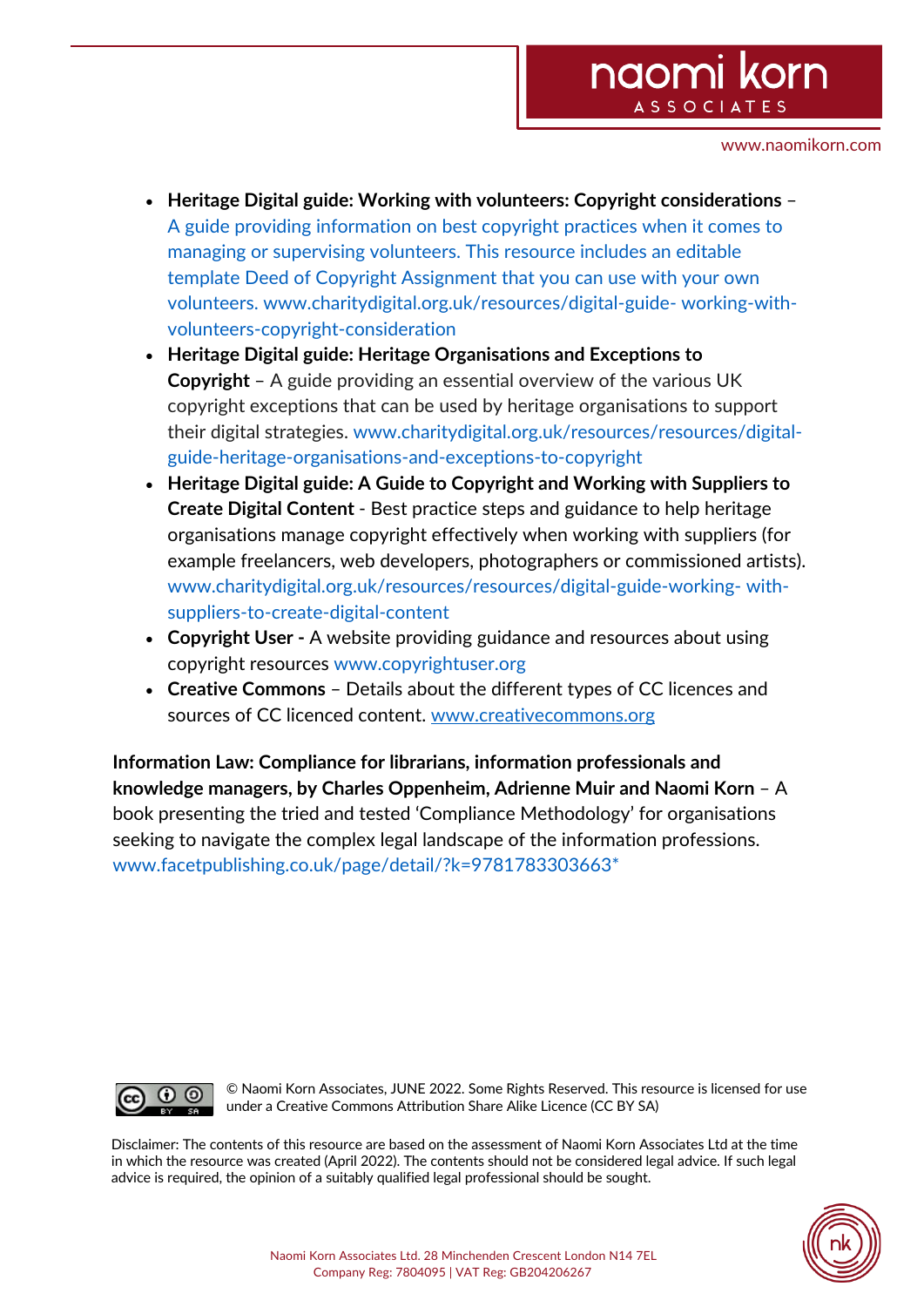- **Heritage Digital guide: Working with volunteers: Copyright considerations** – A guide providing information on best copyright practices when it comes to managing or supervising volunteers. This resource includes an editable template Deed of Copyright Assignment that you can use with your own volunteers. www.charitydigital.org.uk/resources/digital-guide- working-with-volunteers-copyright-consideration
- **Heritage Digital guide: Heritage Organisations and Exceptions to Copyright** – A guide providing an essential overview of the various UK copyright exceptions that can be used by heritage organisations to support their digital strategies. www.charitydigital.org.uk/resources/resources/digital-guide-heritage-organisations-and-exceptions-to-copyright
- **Heritage Digital guide: A Guide to Copyright and Working with Suppliers to Create Digital Content** - Best practice steps and guidance to help heritage organisations manage copyright effectively when working with suppliers (for example freelancers, web developers, photographers or commissioned artists). www.charitydigital.org.uk/resources/resources/digital-guide-working- with-suppliers-to-create-digital-content
- **Copyright User -** A website providing guidance and resources about using copyright resources www.copyrightuser.org
- **Creative Commons** – Details about the different types of CC licences and sources of CC licenced content. www.creativecommons.org

**Information Law: Compliance for librarians, information professionals and knowledge managers, by Charles Oppenheim, Adrienne Muir and Naomi Korn** – A book presenting the tried and tested 'Compliance Methodology' for organisations seeking to navigate the complex legal landscape of the information professions. www.facetpublishing.co.uk/page/detail/?k=9781783303663*

© Naomi Korn Associates, JUNE 2022. Some Rights Reserved. This resource is licensed for use under a Creative Commons Attribution Share Alike Licence (CC BY SA)

Disclaimer: The contents of this resource are based on the assessment of Naomi Korn Associates Ltd at the time in which the resource was created (April 2022). The contents should not be considered legal advice. If such legal advice is required, the opinion of a suitably qualified legal professional should be sought.